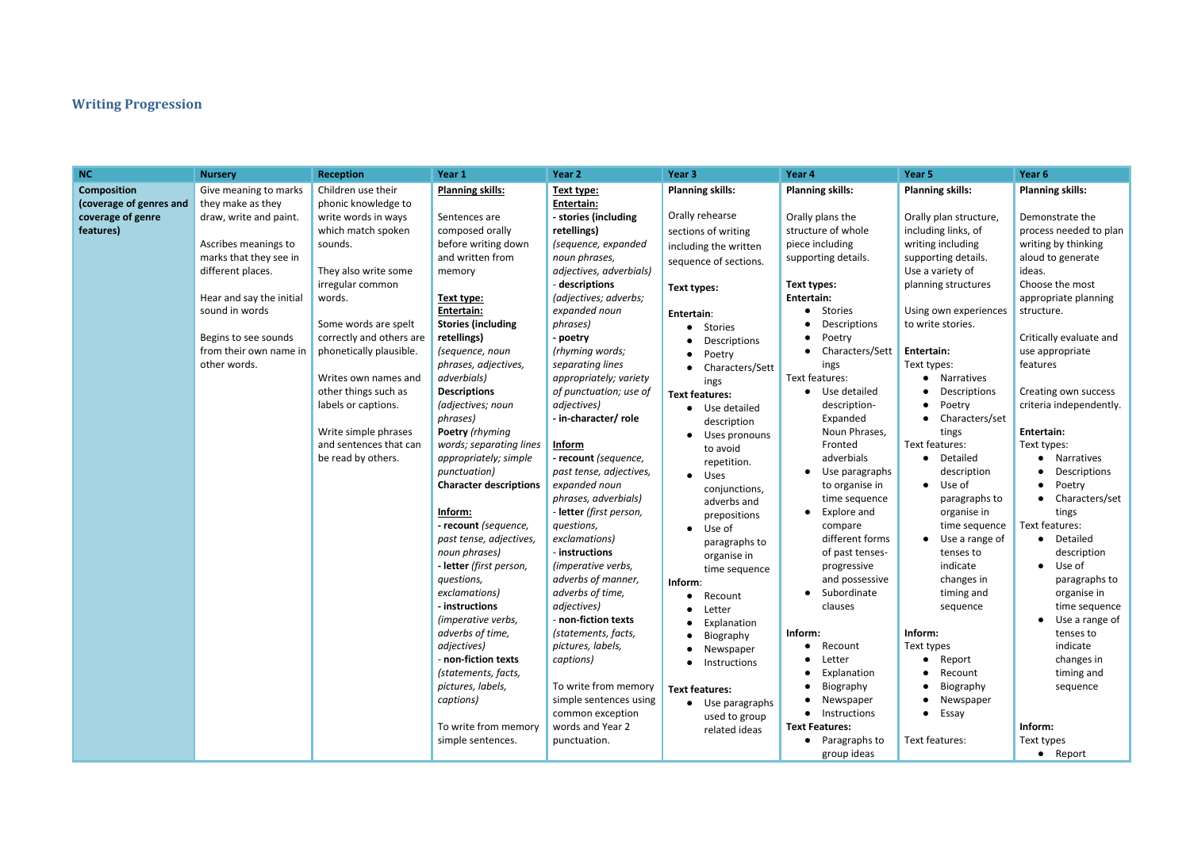# Writing Progression

| NC | Nursery | Reception | Year 1 | Year 2 | Year 3 | Year 4 | Year 5 | Year 6 |
|---|---|---|---|---|---|---|---|---|
| **Composition (coverage of genres and coverage of genre features)** | Give meaning to marks they make as they draw, write and paint.<br><br>Ascribes meanings to marks that they see in different places.<br><br>Hear and say the initial sound in words<br><br>Begins to see sounds from their own name in other words. | Children use their phonic knowledge to write words in ways which match spoken sounds.<br><br>They also write some irregular common words.<br><br>Some words are spelt correctly and others are phonetically plausible.<br><br>Writes own names and other things such as labels or captions.<br><br>Write simple phrases and sentences that can be read by others. | **Planning skills:**<br><br>Sentences are composed orally before writing down and written from memory<br><br>**Text type:**<br>**Entertain:**<br>**Stories (including retellings)** *(sequence, noun phrases, adjectives, adverbials)*<br>**Descriptions** *(adjectives; noun phrases)*<br>**Poetry** *(rhyming words; separating lines appropriately; simple punctuation)*<br>**Character descriptions**<br><br>**Inform:**<br>**- recount** *(sequence, past tense, adjectives, noun phrases)*<br>**- letter** *(first person, questions, exclamations)*<br>**- instructions** *(imperative verbs, adverbs of time, adjectives)*<br>- **non-fiction texts** *(statements, facts, pictures, labels, captions)*<br><br>To write from memory simple sentences. | **Text type:**<br>**Entertain:**<br>**- stories (including retellings)** *(sequence, expanded noun phrases, adjectives, adverbials)*<br>- **descriptions** *(adjectives; adverbs; expanded noun phrases)*<br>**- poetry** *(rhyming words; separating lines appropriately; variety of punctuation; use of adjectives)*<br>**- in-character/ role**<br><br>**Inform**<br>**- recount** *(sequence, past tense, adjectives, expanded noun phrases, adverbials)*<br>- **letter** *(first person, questions, exclamations)*<br>- **instructions** *(imperative verbs, adverbs of manner, adverbs of time, adjectives)*<br>- **non-fiction texts** *(statements, facts, pictures, labels, captions)*<br><br>To write from memory simple sentences using common exception words and Year 2 punctuation. | **Planning skills:**<br><br>Orally rehearse sections of writing including the written sequence of sections.<br><br>**Text types:**<br><br>**Entertain**:<br>• Stories<br>• Descriptions<br>• Poetry<br>• Characters/Settings<br>**Text features:**<br>• Use detailed description<br>• Uses pronouns to avoid repetition.<br>• Uses conjunctions, adverbs and prepositions<br>• Use of paragraphs to organise in time sequence<br>**Inform**:<br>• Recount<br>• Letter<br>• Explanation<br>• Biography<br>• Newspaper<br>• Instructions<br><br>**Text features:**<br>• Use paragraphs used to group related ideas | **Planning skills:**<br><br>Orally plans the structure of whole piece including supporting details.<br><br>**Text types:**<br>**Entertain:**<br>• Stories<br>• Descriptions<br>• Poetry<br>• Characters/Settings<br>Text features:<br>• Use detailed description- Expanded Noun Phrases, Fronted adverbials<br>• Use paragraphs to organise in time sequence<br>• Explore and compare different forms of past tenses- progressive and possessive<br>• Subordinate clauses<br><br>**Inform:**<br>• Recount<br>• Letter<br>• Explanation<br>• Biography<br>• Newspaper<br>• Instructions<br>**Text Features:**<br>• Paragraphs to group ideas | **Planning skills:**<br><br>Orally plan structure, including links, of writing including supporting details.<br>Use a variety of planning structures<br><br>Using own experiences to write stories.<br><br>**Entertain:**<br>Text types:<br>• Narratives<br>• Descriptions<br>• Poetry<br>• Characters/settings<br>Text features:<br>• Detailed description<br>• Use of paragraphs to organise in time sequence<br>• Use a range of tenses to indicate changes in timing and sequence<br><br>**Inform:**<br>Text types<br>• Report<br>• Recount<br>• Biography<br>• Newspaper<br>• Essay<br><br>Text features: | **Planning skills:**<br><br>Demonstrate the process needed to plan writing by thinking aloud to generate ideas.<br>Choose the most appropriate planning structure.<br><br>Critically evaluate and use appropriate features<br><br>Creating own success criteria independently.<br><br>**Entertain:**<br>Text types:<br>• Narratives<br>• Descriptions<br>• Poetry<br>• Characters/settings<br>Text features:<br>• Detailed description<br>• Use of paragraphs to organise in time sequence<br>• Use a range of tenses to indicate changes in timing and sequence<br><br>**Inform:**<br>Text types<br>• Report |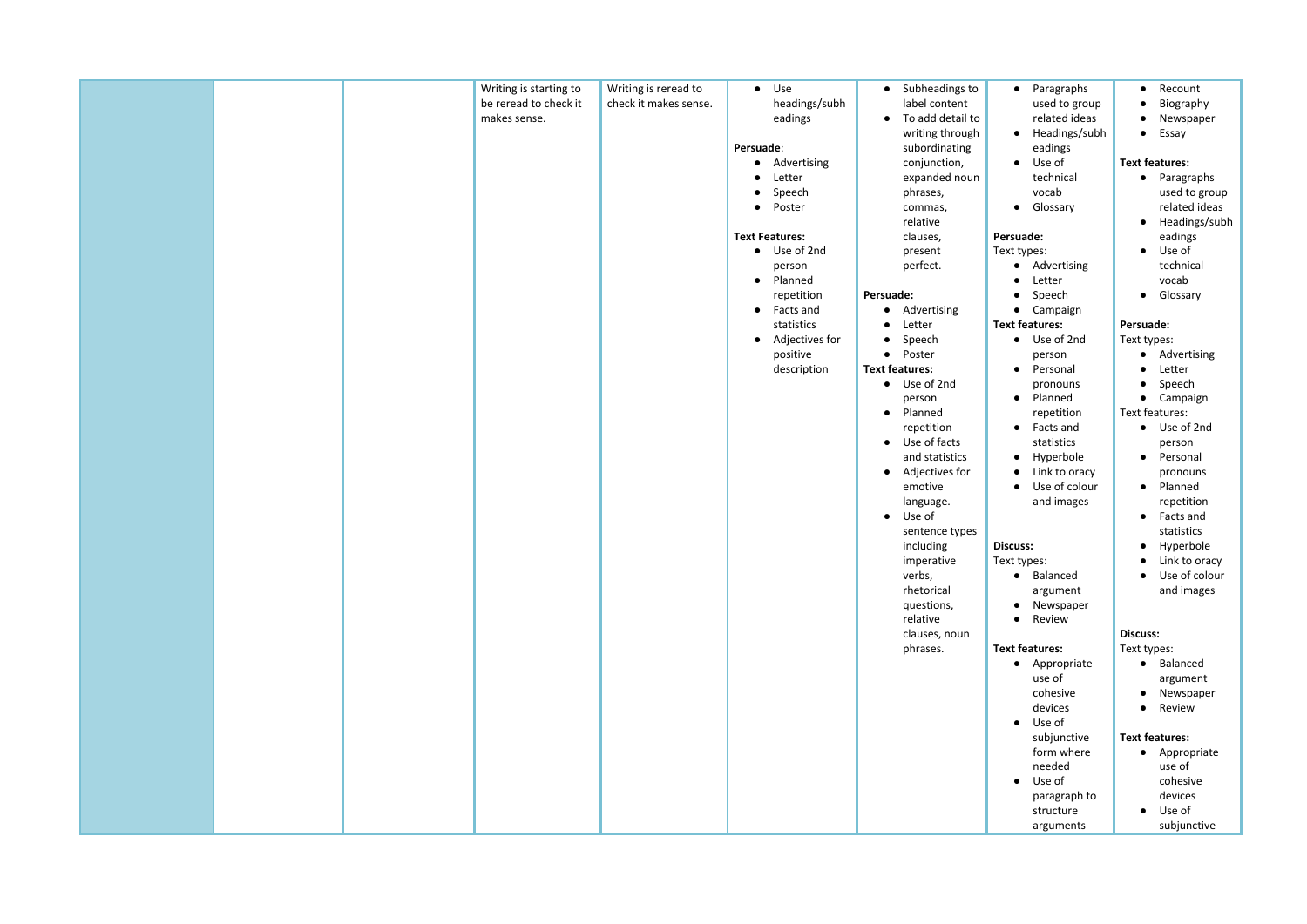| | | | | | | | | |
|---|---|---|---|---|---|---|---|---|
| | | | Writing is starting to be reread to check it makes sense. | Writing is reread to check it makes sense. | • Use headings/subheadings<br><br>**Persuade**:<br>• Advertising<br>• Letter<br>• Speech<br>• Poster<br><br>**Text Features:**<br>• Use of 2nd person<br>• Planned repetition<br>• Facts and statistics<br>• Adjectives for positive description | • Subheadings to label content<br>• To add detail to writing through subordinating conjunction, expanded noun phrases, commas, relative clauses, present perfect.<br><br>**Persuade:**<br>• Advertising<br>• Letter<br>• Speech<br>• Poster<br>**Text features:**<br>• Use of 2nd person<br>• Planned repetition<br>• Use of facts and statistics<br>• Adjectives for emotive language.<br>• Use of sentence types including imperative verbs, rhetorical questions, relative clauses, noun phrases. | • Paragraphs used to group related ideas<br>• Headings/subheadings<br>• Use of technical vocab<br>• Glossary<br><br>**Persuade:**<br>Text types:<br>• Advertising<br>• Letter<br>• Speech<br>• Campaign<br>**Text features:**<br>• Use of 2nd person<br>• Personal pronouns<br>• Planned repetition<br>• Facts and statistics<br>• Hyperbole<br>• Link to oracy<br>• Use of colour and images<br><br>**Discuss:**<br>Text types:<br>• Balanced argument<br>• Newspaper<br>• Review<br><br>**Text features:**<br>• Appropriate use of cohesive devices<br>• Use of subjunctive form where needed<br>• Use of paragraph to structure arguments | • Recount<br>• Biography<br>• Newspaper<br>• Essay<br><br>**Text features:**<br>• Paragraphs used to group related ideas<br>• Headings/subheadings<br>• Use of technical vocab<br>• Glossary<br><br>**Persuade:**<br>Text types:<br>• Advertising<br>• Letter<br>• Speech<br>• Campaign<br>Text features:<br>• Use of 2nd person<br>• Personal pronouns<br>• Planned repetition<br>• Facts and statistics<br>• Hyperbole<br>• Link to oracy<br>• Use of colour and images<br><br>**Discuss:**<br>Text types:<br>• Balanced argument<br>• Newspaper<br>• Review<br><br>**Text features:**<br>• Appropriate use of cohesive devices<br>• Use of subjunctive |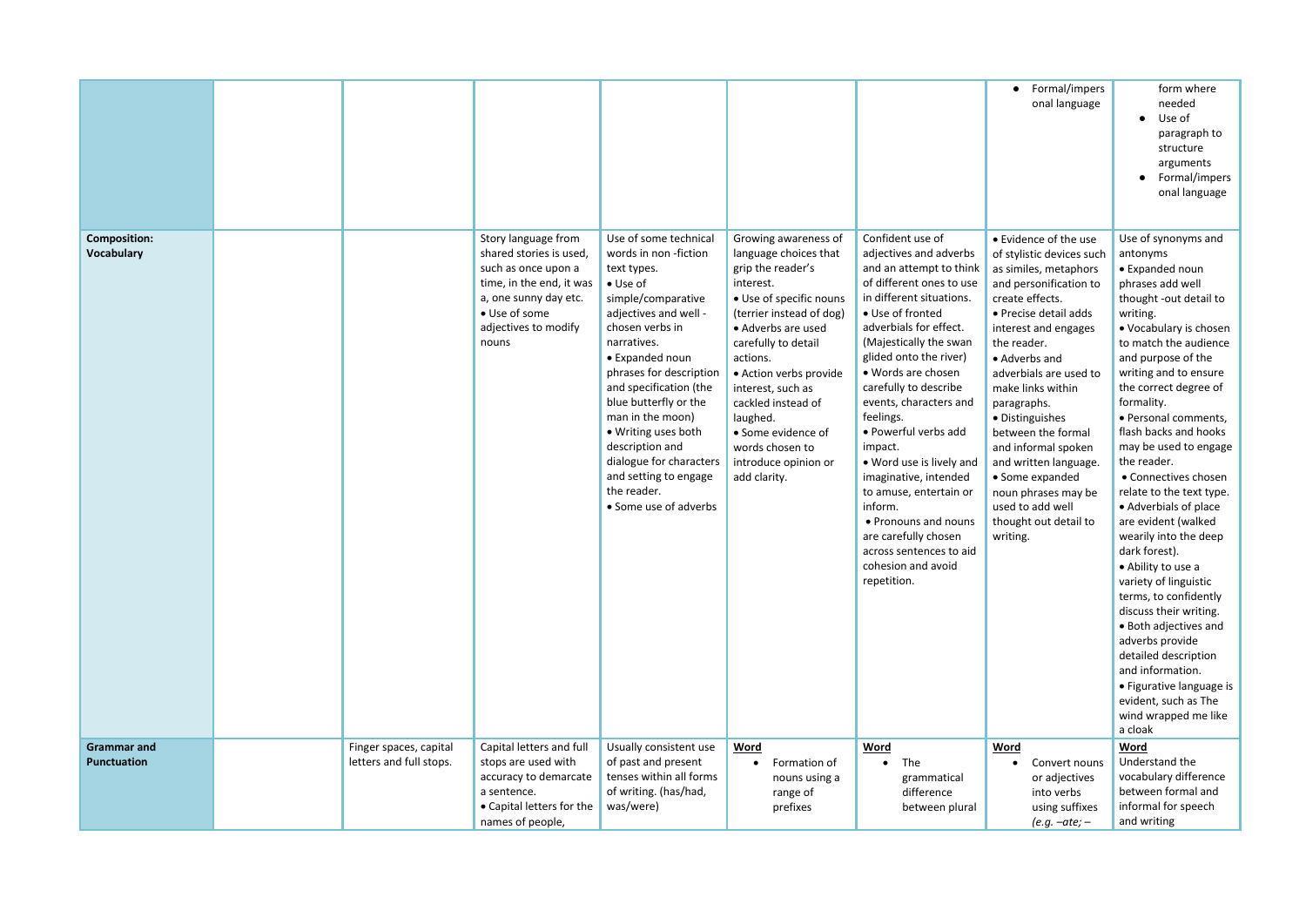| | | | | | | | | |
|---|---|---|---|---|---|---|---|---|
| | | | | | | | • Formal/impersonal language | form where needed<br>• Use of paragraph to structure arguments<br>• Formal/impersonal language |
| **Composition: Vocabulary** | | | Story language from shared stories is used, such as once upon a time, in the end, it was a, one sunny day etc.<br>• Use of some adjectives to modify nouns | Use of some technical words in non -fiction text types.<br>• Use of simple/comparative adjectives and well - chosen verbs in narratives.<br>• Expanded noun phrases for description and specification (the blue butterfly or the man in the moon)<br>• Writing uses both description and dialogue for characters and setting to engage the reader.<br>• Some use of adverbs | Growing awareness of language choices that grip the reader's interest.<br>• Use of specific nouns (terrier instead of dog)<br>• Adverbs are used carefully to detail actions.<br>• Action verbs provide interest, such as cackled instead of laughed.<br>• Some evidence of words chosen to introduce opinion or add clarity. | Confident use of adjectives and adverbs and an attempt to think of different ones to use in different situations.<br>• Use of fronted adverbials for effect. (Majestically the swan glided onto the river)<br>• Words are chosen carefully to describe events, characters and feelings.<br>• Powerful verbs add impact.<br>• Word use is lively and imaginative, intended to amuse, entertain or inform.<br>• Pronouns and nouns are carefully chosen across sentences to aid cohesion and avoid repetition. | • Evidence of the use of stylistic devices such as similes, metaphors and personification to create effects.<br>• Precise detail adds interest and engages the reader.<br>• Adverbs and adverbials are used to make links within paragraphs.<br>• Distinguishes between the formal and informal spoken and written language.<br>• Some expanded noun phrases may be used to add well thought out detail to writing. | Use of synonyms and antonyms<br>• Expanded noun phrases add well thought -out detail to writing.<br>• Vocabulary is chosen to match the audience and purpose of the writing and to ensure the correct degree of formality.<br>• Personal comments, flash backs and hooks may be used to engage the reader.<br>• Connectives chosen relate to the text type.<br>• Adverbials of place are evident (walked wearily into the deep dark forest).<br>• Ability to use a variety of linguistic terms, to confidently discuss their writing.<br>• Both adjectives and adverbs provide detailed description and information.<br>• Figurative language is evident, such as The wind wrapped me like a cloak |
| **Grammar and Punctuation** | | Finger spaces, capital letters and full stops. | Capital letters and full stops are used with accuracy to demarcate a sentence.<br>• Capital letters for the names of people, | Usually consistent use of past and present tenses within all forms of writing. (has/had, was/were) | <u>Word</u><br>• Formation of nouns using a range of prefixes | <u>Word</u><br>• The grammatical difference between plural | <u>Word</u><br>• Convert nouns or adjectives into verbs using suffixes *(e.g. –ate; –* | <u>Word</u><br>Understand the vocabulary difference between formal and informal for speech and writing |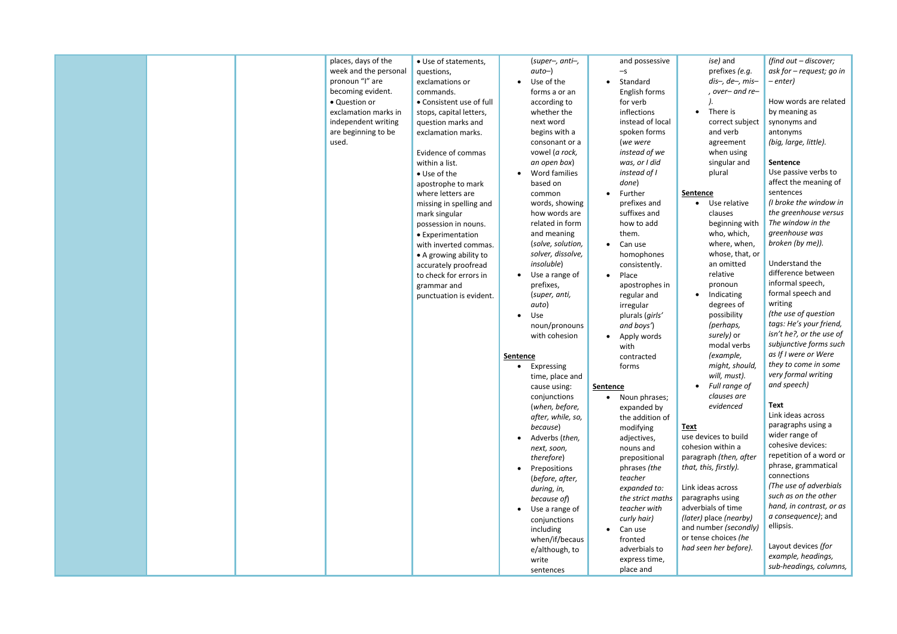|  |  |  |  |  |  |  |  |  |
|---|---|---|---|---|---|---|---|---|
|  |  |  | places, days of the week and the personal pronoun "I" are becoming evident.<br>• Question or exclamation marks in independent writing are beginning to be used. | • Use of statements, questions, exclamations or commands.<br>• Consistent use of full stops, capital letters, question marks and exclamation marks.<br><br>Evidence of commas within a list.<br>• Use of the apostrophe to mark where letters are missing in spelling and mark singular possession in nouns.<br>• Experimentation with inverted commas.<br>• A growing ability to accurately proofread to check for errors in grammar and punctuation is evident. | *(super–, anti–, auto–)*<br>• Use of the forms a or an according to whether the next word begins with a consonant or a vowel (*a rock, an open box*)<br>• Word families based on common words, showing how words are related in form and meaning (*solve, solution, solver, dissolve, insoluble*)<br>• Use a range of prefixes, (*super, anti, auto*)<br>• Use noun/pronouns with cohesion<br><br>**Sentence**<br>• Expressing time, place and cause using: conjunctions (*when, before, after, while, so, because*)<br>• Adverbs (*then, next, soon, therefore*)<br>• Prepositions (*before, after, during, in, because of*)<br>• Use a range of conjunctions including when/if/because/although, to write sentences | and possessive –s<br>• Standard English forms for verb inflections instead of local spoken forms (*we were instead of we was, or I did instead of I done*)<br>• Further prefixes and suffixes and how to add them.<br>• Can use homophones consistently.<br>• Place apostrophes in regular and irregular plurals (*girls' and boys'*)<br>• Apply words with contracted forms<br><br>**Sentence**<br>• Noun phrases; expanded by the addition of modifying adjectives, nouns and prepositional phrases *(the teacher expanded to: the strict maths teacher with curly hair)*<br>• Can use fronted adverbials to express time, place and | *ise)* and prefixes *(e.g. dis–, de–, mis–, over– and re–).*<br>• There is correct subject and verb agreement when using singular and plural<br><br>**Sentence**<br>• Use relative clauses beginning with who, which, where, when, whose, that, or an omitted relative pronoun<br>• Indicating degrees of possibility *(perhaps, surely)* or modal verbs *(example, might, should, will, must).*<br>• *Full range of clauses are evidenced*<br><br>**Text**<br>use devices to build cohesion within a paragraph *(then, after that, this, firstly).*<br><br>Link ideas across paragraphs using adverbials of time *(later)* place *(nearby)* and number *(secondly)* or tense choices *(he had seen her before).* | *(find out – discover; ask for – request; go in – enter)*<br><br>How words are related by meaning as synonyms and antonyms *(big, large, little).*<br><br>**Sentence**<br>Use passive verbs to affect the meaning of sentences *(I broke the window in the greenhouse versus The window in the greenhouse was broken (by me)).*<br><br>Understand the difference between informal speech, formal speech and writing *(the use of question tags: He's your friend, isn't he?, or the use of subjunctive forms such as If I were or Were they to come in some very formal writing and speech)*<br><br>**Text**<br>Link ideas across paragraphs using a wider range of cohesive devices: repetition of a word or phrase, grammatical connections *(The use of adverbials such as on the other hand, in contrast, or as a consequence)*; and ellipsis.<br><br>Layout devices *(for example, headings, sub-headings, columns,* |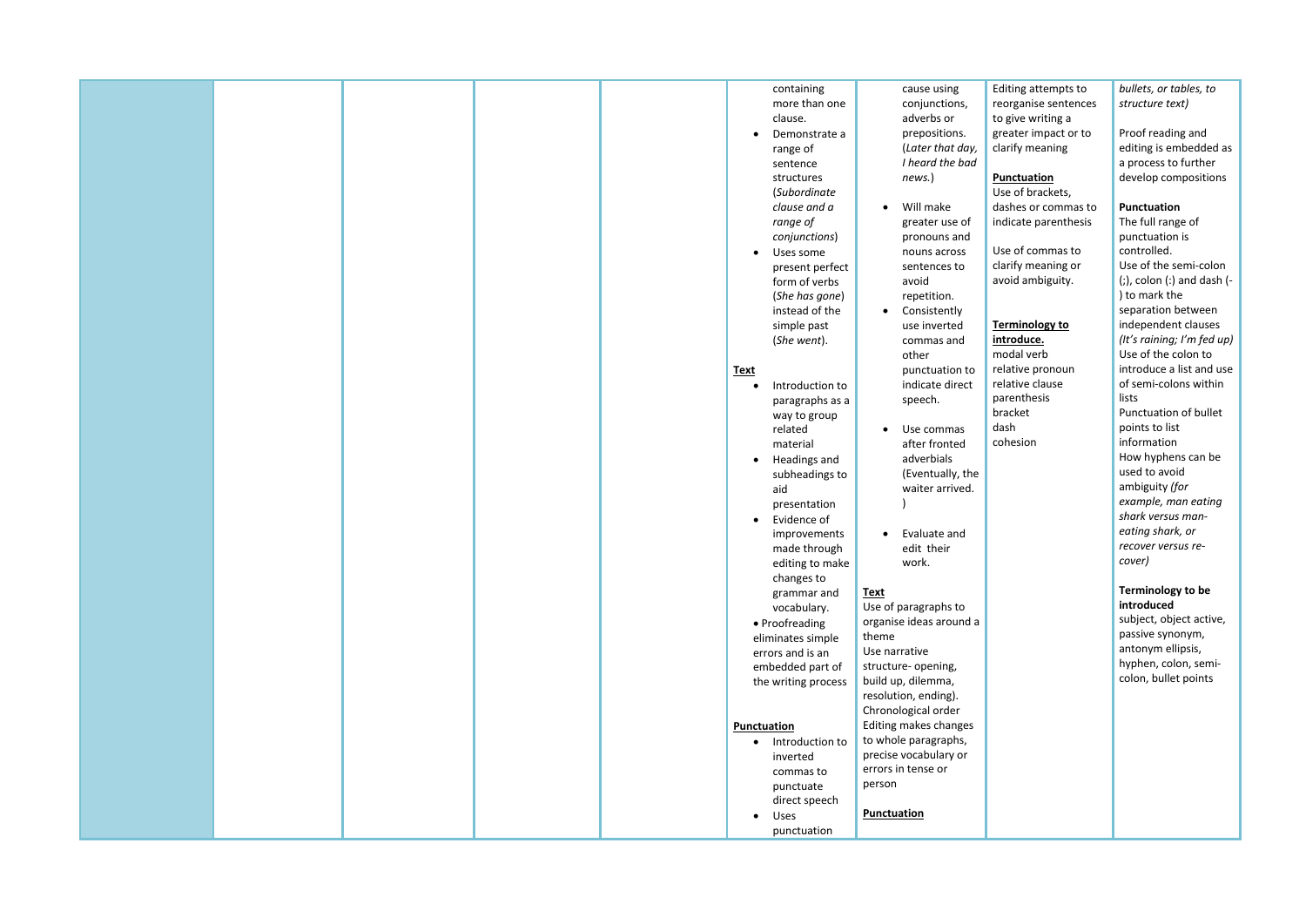| | | | | | | | | |
|---|---|---|---|---|---|---|---|---|
| | | | | | containing more than one clause.<br>• Demonstrate a range of sentence structures (*Subordinate clause and a range of conjunctions*)<br>• Uses some present perfect form of verbs (*She has gone*) instead of the simple past (*She went*).<br><br>**Text**<br>• Introduction to paragraphs as a way to group related material<br>• Headings and subheadings to aid presentation<br>• Evidence of improvements made through editing to make changes to grammar and vocabulary.<br>• Proofreading eliminates simple errors and is an embedded part of the writing process<br><br>**Punctuation**<br>• Introduction to inverted commas to punctuate direct speech<br>• Uses punctuation | cause using conjunctions, adverbs or prepositions. (*Later that day, I heard the bad news.*)<br><br>• Will make greater use of pronouns and nouns across sentences to avoid repetition.<br>• Consistently use inverted commas and other punctuation to indicate direct speech.<br><br>• Use commas after fronted adverbials (Eventually, the waiter arrived. )<br><br>• Evaluate and edit their work.<br><br>**Text**<br>Use of paragraphs to organise ideas around a theme<br>Use narrative structure- opening, build up, dilemma, resolution, ending).<br>Chronological order<br>Editing makes changes to whole paragraphs, precise vocabulary or errors in tense or person<br><br>**Punctuation** | Editing attempts to reorganise sentences to give writing a greater impact or to clarify meaning<br><br>**Punctuation**<br>Use of brackets, dashes or commas to indicate parenthesis<br><br>Use of commas to clarify meaning or avoid ambiguity.<br><br>**Terminology to introduce.**<br>modal verb<br>relative pronoun<br>relative clause<br>parenthesis<br>bracket<br>dash<br>cohesion | *bullets, or tables, to structure text)*<br><br>Proof reading and editing is embedded as a process to further develop compositions<br><br>**Punctuation**<br>The full range of punctuation is controlled.<br>Use of the semi-colon (;), colon (:) and dash (-) to mark the separation between independent clauses *(It's raining; I'm fed up)*<br>Use of the colon to introduce a list and use of semi-colons within lists<br>Punctuation of bullet points to list information<br>How hyphens can be used to avoid ambiguity *(for example, man eating shark versus man-eating shark, or recover versus re-cover)*<br><br>**Terminology to be introduced**<br>subject, object active, passive synonym, antonym ellipsis, hyphen, colon, semi-colon, bullet points |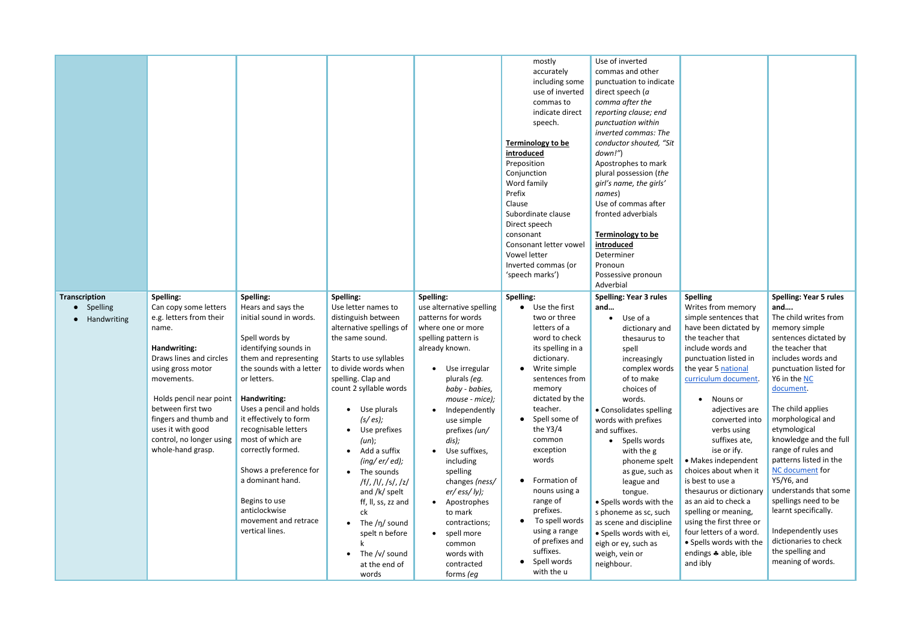| | | | | | | | | |
|---|---|---|---|---|---|---|---|---|
| | | | | | mostly accurately including some use of inverted commas to indicate direct speech.<br><br>**Terminology to be introduced**<br>Preposition<br>Conjunction<br>Word family<br>Prefix<br>Clause<br>Subordinate clause<br>Direct speech<br>consonant<br>Consonant letter vowel<br>Vowel letter<br>Inverted commas (or 'speech marks') | Use of inverted commas and other punctuation to indicate direct speech (*a comma after the reporting clause; end punctuation within inverted commas: The conductor shouted, "Sit down!"*)<br>Apostrophes to mark plural possession (*the girl's name, the girls' names*)<br>Use of commas after fronted adverbials<br><br>**Terminology to be introduced**<br>Determiner<br>Pronoun<br>Possessive pronoun<br>Adverbial | | |
| **Transcription**<br>• Spelling<br>• Handwriting | **Spelling:**<br>Can copy some letters e.g. letters from their name.<br><br>**Handwriting:**<br>Draws lines and circles using gross motor movements.<br><br>Holds pencil near point between first two fingers and thumb and uses it with good control, no longer using whole-hand grasp. | **Spelling:**<br>Hears and says the initial sound in words.<br><br>Spell words by identifying sounds in them and representing the sounds with a letter or letters.<br><br>**Handwriting:**<br>Uses a pencil and holds it effectively to form recognisable letters most of which are correctly formed.<br><br>Shows a preference for a dominant hand.<br><br>Begins to use anticlockwise movement and retrace vertical lines. | **Spelling:**<br>Use letter names to distinguish between alternative spellings of the same sound.<br><br>Starts to use syllables to divide words when spelling. Clap and count 2 syllable words<br><br>• Use plurals *(s/ es)*;<br>• Use prefixes *(un)*;<br>• Add a suffix *(ing/ er/ ed)*;<br>• The sounds /f/, /l/, /s/, /z/ and /k/ spelt ff, ll, ss, zz and ck<br>• The /ŋ/ sound spelt n before k<br>• The /v/ sound at the end of words | **Spelling:**<br>use alternative spelling patterns for words where one or more spelling pattern is already known.<br><br>• Use irregular plurals *(eg. baby - babies, mouse - mice)*;<br>• Independently use simple prefixes *(un/ dis)*;<br>• Use suffixes, including spelling changes *(ness/ er/ ess/ ly)*;<br>• Apostrophes to mark contractions;<br>• spell more common words with contracted forms *(eg* | **Spelling:**<br>• Use the first two or three letters of a word to check its spelling in a dictionary.<br>• Write simple sentences from memory dictated by the teacher.<br>• Spell some of the Y3/4 common exception words<br>• Formation of nouns using a range of prefixes.<br>• To spell words using a range of prefixes and suffixes.<br>• Spell words with the u | **Spelling: Year 3 rules and…**<br>• Use of a dictionary and thesaurus to spell increasingly complex words of to make choices of words.<br>• Consolidates spelling words with prefixes and suffixes.<br>• Spells words with the g phoneme spelt as gue, such as league and tongue.<br>• Spells words with the s phoneme as sc, such as scene and discipline<br>• Spells words with ei, eigh or ey, such as weigh, vein or neighbour. | **Spelling**<br>Writes from memory simple sentences that have been dictated by the teacher that include words and punctuation listed in the year 5 national curriculum document.<br><br>• Nouns or adjectives are converted into verbs using suffixes ate, ise or ify.<br>• Makes independent choices about when it is best to use a thesaurus or dictionary as an aid to check a spelling or meaning, using the first three or four letters of a word.<br>• Spells words with the endings ♣ able, ible and ibly | **Spelling: Year 5 rules and….**<br>The child writes from memory simple sentences dictated by the teacher that includes words and punctuation listed for Y6 in the NC document.<br><br>The child applies morphological and etymological knowledge and the full range of rules and patterns listed in the NC document for Y5/Y6, and understands that some spellings need to be learnt specifically.<br><br>Independently uses dictionaries to check the spelling and meaning of words. |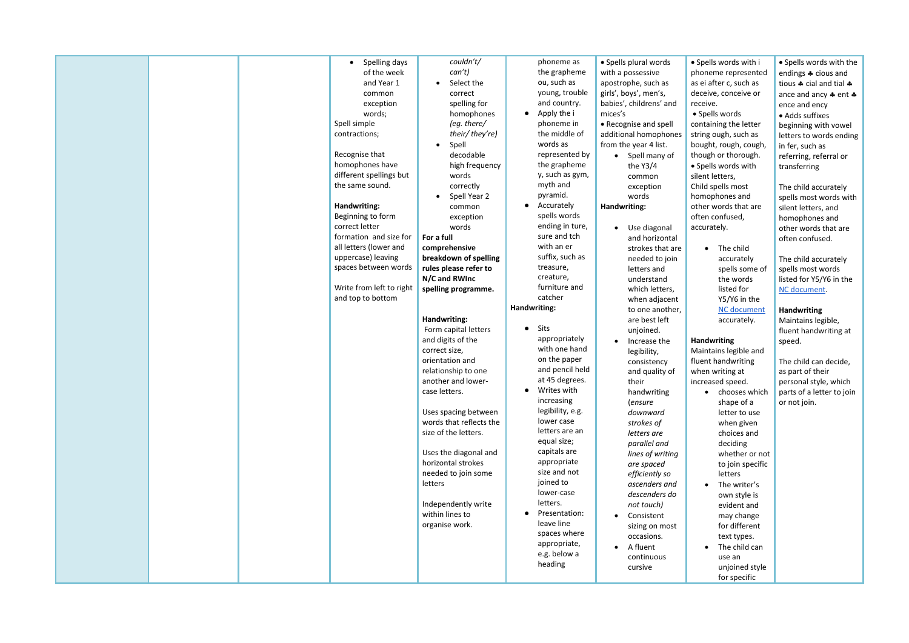|  |  |  | • Spelling days of the year 1 common exception words;<br>Spell simple contractions;<br><br>Recognise that homophones have different spellings but the same sound.<br><br>**Handwriting:**<br>Beginning to form correct letter formation and size for all letters (lower and uppercase) leaving spaces between words<br><br>Write from left to right and top to bottom | *couldn't/ can't)*<br>• Select the correct spelling for homophones *(eg. there/ their/ they're)*<br>• Spell decodable high frequency words correctly<br>• Spell Year 2 common exception words<br>**For a full comprehensive breakdown of spelling rules please refer to N/C and RWInc spelling programme.**<br><br>**Handwriting:**<br>Form capital letters and digits of the correct size, orientation and relationship to one another and lower-case letters.<br><br>Uses spacing between words that reflects the size of the letters.<br><br>Uses the diagonal and horizontal strokes needed to join some letters<br><br>Independently write within lines to organise work. | phoneme as the grapheme ou, such as young, trouble and country.<br>• Apply the i phoneme in the middle of words as represented by the grapheme y, such as gym, myth and pyramid.<br>• Accurately spells words ending in ture, sure and tch with an er suffix, such as treasure, creature, furniture and catcher<br>**Handwriting:**<br>• Sits appropriately with one hand on the paper and pencil held at 45 degrees.<br>• Writes with increasing legibility, e.g. lower case letters are an equal size; capitals are appropriate size and not joined to lower-case letters.<br>• Presentation: leave line spaces where appropriate, e.g. below a heading | • Spells plural words with a possessive apostrophe, such as girls', boys', men's, babies', childrens' and mices's<br>• Recognise and spell additional homophones from the year 4 list.<br>• Spell many of the Y3/4 common exception words<br>**Handwriting:**<br>• Use diagonal and horizontal strokes that are needed to join letters and understand which letters, when adjacent to one another, are best left unjoined.<br>• Increase the legibility, consistency and quality of their handwriting *(ensure downward strokes of letters are parallel and lines of writing are spaced efficiently so ascenders and descenders do not touch)*<br>• Consistent sizing on most occasions.<br>• A fluent continuous cursive | • Spells words with i phoneme represented as ei after c, such as deceive, conceive or receive.<br>• Spells words containing the letter string ough, such as bought, rough, cough, though or thorough.<br>• Spells words with silent letters,<br>Child spells most homophones and other words that are often confused, accurately.<br>• The child accurately spells some of the words listed for Y5/Y6 in the NC document accurately.<br><br>**Handwriting**<br>Maintains legible and fluent handwriting when writing at increased speed.<br>• chooses which shape of a letter to use when given choices and deciding whether or not to join specific letters<br>• The writer's own style is evident and may change for different text types.<br>• The child can use an unjoined style for specific | • Spells words with the endings ♣ cious and tious ♣ cial and tial ♣ ance and ancy ♣ ent ♣ ence and ency<br>• Adds suffixes beginning with vowel letters to words ending in fer, such as referring, referral or transferring<br><br>The child accurately spells most words with silent letters, and homophones and other words that are often confused.<br><br>The child accurately spells most words listed for Y5/Y6 in the NC document.<br><br>**Handwriting**<br>Maintains legible, fluent handwriting at speed.<br><br>The child can decide, as part of their personal style, which parts of a letter to join or not join. |
|---|---|---|---|---|---|---|---|---|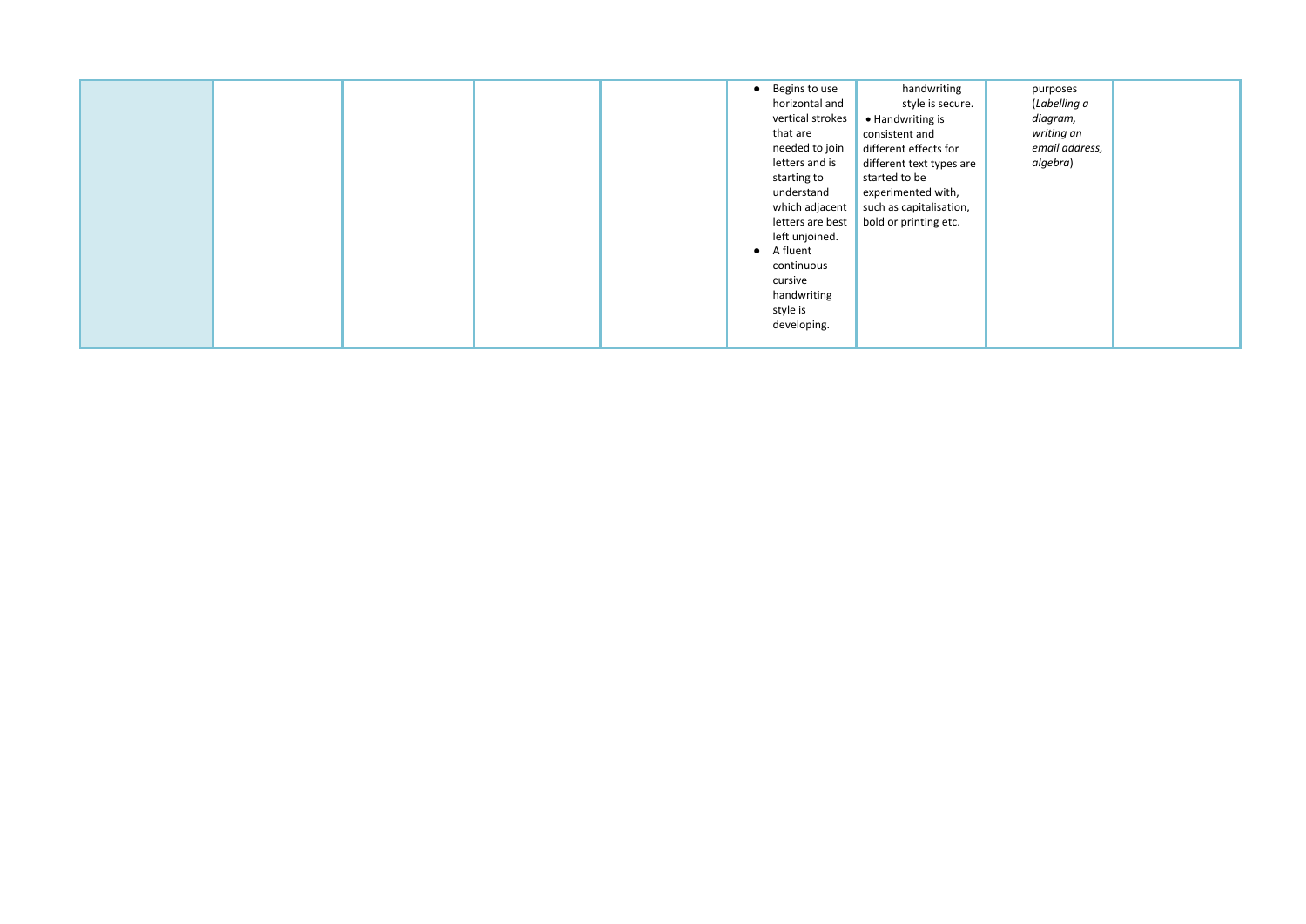| | | | | | | | | |
|---|---|---|---|---|---|---|---|---|
| | | | | | • Begins to use horizontal and vertical strokes that are needed to join letters and is starting to understand which adjacent letters are best left unjoined.<br>• A fluent continuous cursive handwriting style is developing. | handwriting style is secure.<br>• Handwriting is consistent and different effects for different text types are started to be experimented with, such as capitalisation, bold or printing etc. | purposes (*Labelling a diagram, writing an email address, algebra*) | |